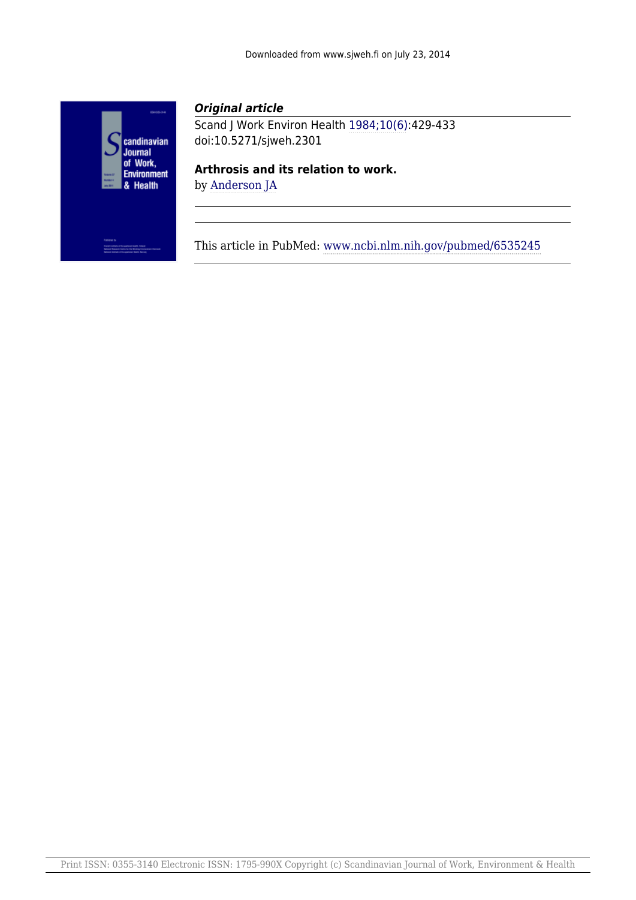Downloaded from www.sjweh.fi on July 23, 2014

***Original article***

Scand J Work Environ Health 1984;10(6):429-433
doi:10.5271/sjweh.2301

**Arthrosis and its relation to work.**

by Anderson JA

This article in PubMed: www.ncbi.nlm.nih.gov/pubmed/6535245

Print ISSN: 0355-3140 Electronic ISSN: 1795-990X Copyright (c) Scandinavian Journal of Work, Environment & Health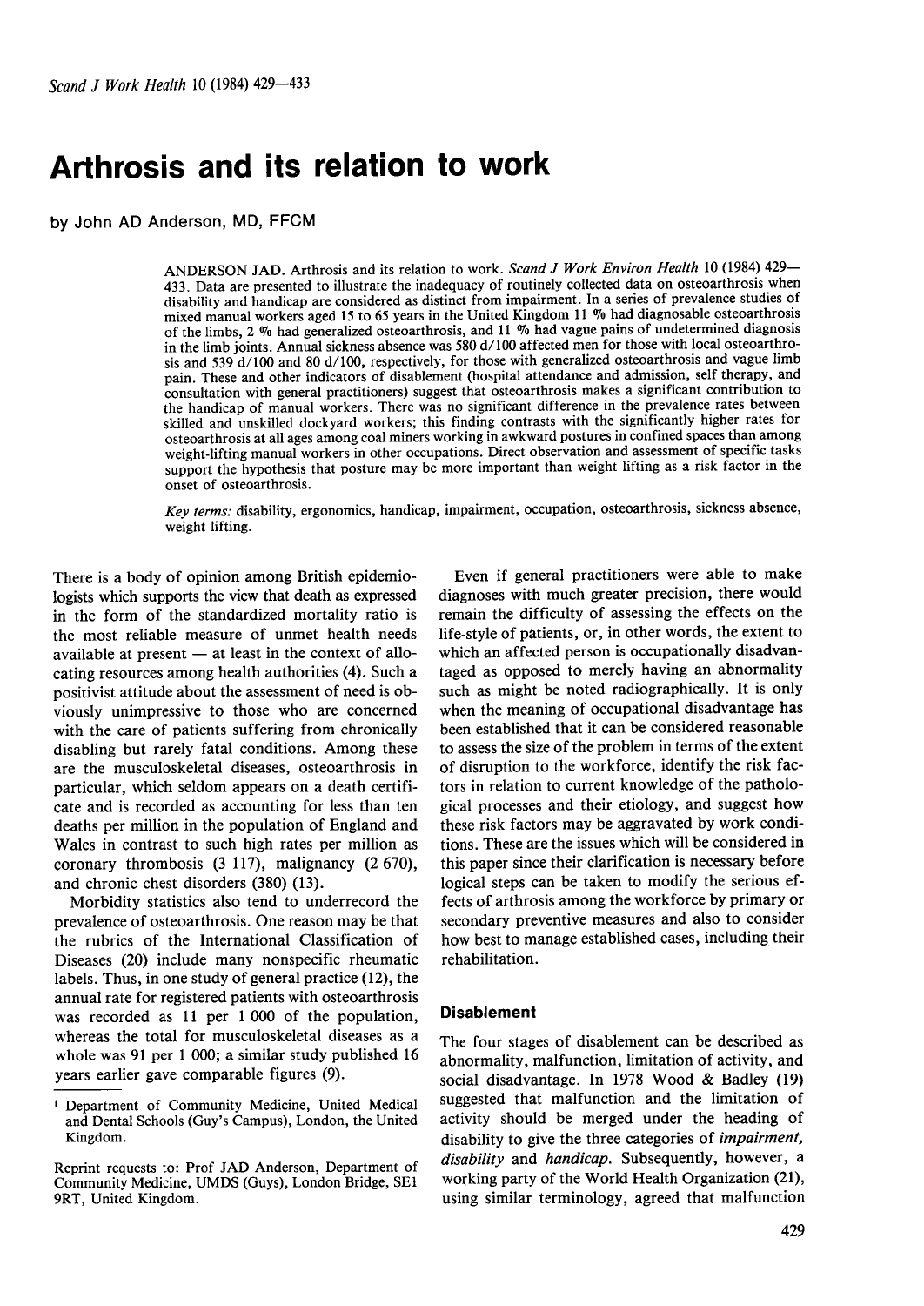# Arthrosis and its relation to work

by John AD Anderson, MD, FFCM

ANDERSON JAD. Arthrosis and its relation to work. *Scand J Work Environ Health* 10 (1984) 429—433. Data are presented to illustrate the inadequacy of routinely collected data on osteoarthrosis when disability and handicap are considered as distinct from impairment. In a series of prevalence studies of mixed manual workers aged 15 to 65 years in the United Kingdom 11 % had diagnosable osteoarthrosis of the limbs, 2 % had generalized osteoarthrosis, and 11 % had vague pains of undetermined diagnosis in the limb joints. Annual sickness absence was 580 d/100 affected men for those with local osteoarthrosis and 539 d/100 and 80 d/100, respectively, for those with generalized osteoarthrosis and vague limb pain. These and other indicators of disablement (hospital attendance and admission, self therapy, and consultation with general practitioners) suggest that osteoarthrosis makes a significant contribution to the handicap of manual workers. There was no significant difference in the prevalence rates between skilled and unskilled dockyard workers; this finding contrasts with the significantly higher rates for osteoarthrosis at all ages among coal miners working in awkward postures in confined spaces than among weight-lifting manual workers in other occupations. Direct observation and assessment of specific tasks support the hypothesis that posture may be more important than weight lifting as a risk factor in the onset of osteoarthrosis.

*Key terms:* disability, ergonomics, handicap, impairment, occupation, osteoarthrosis, sickness absence, weight lifting.

There is a body of opinion among British epidemiologists which supports the view that death as expressed in the form of the standardized mortality ratio is the most reliable measure of unmet health needs available at present — at least in the context of allocating resources among health authorities (4). Such a positivist attitude about the assessment of need is obviously unimpressive to those who are concerned with the care of patients suffering from chronically disabling but rarely fatal conditions. Among these are the musculoskeletal diseases, osteoarthrosis in particular, which seldom appears on a death certificate and is recorded as accounting for less than ten deaths per million in the population of England and Wales in contrast to such high rates per million as coronary thrombosis (3 117), malignancy (2 670), and chronic chest disorders (380) (13).

Morbidity statistics also tend to underrecord the prevalence of osteoarthrosis. One reason may be that the rubrics of the International Classification of Diseases (20) include many nonspecific rheumatic labels. Thus, in one study of general practice (12), the annual rate for registered patients with osteoarthrosis was recorded as 11 per 1 000 of the population, whereas the total for musculoskeletal diseases as a whole was 91 per 1 000; a similar study published 16 years earlier gave comparable figures (9).

Even if general practitioners were able to make diagnoses with much greater precision, there would remain the difficulty of assessing the effects on the life-style of patients, or, in other words, the extent to which an affected person is occupationally disadvantaged as opposed to merely having an abnormality such as might be noted radiographically. It is only when the meaning of occupational disadvantage has been established that it can be considered reasonable to assess the size of the problem in terms of the extent of disruption to the workforce, identify the risk factors in relation to current knowledge of the pathological processes and their etiology, and suggest how these risk factors may be aggravated by work conditions. These are the issues which will be considered in this paper since their clarification is necessary before logical steps can be taken to modify the serious effects of arthrosis among the workforce by primary or secondary preventive measures and also to consider how best to manage established cases, including their rehabilitation.

## Disablement

The four stages of disablement can be described as abnormality, malfunction, limitation of activity, and social disadvantage. In 1978 Wood & Badley (19) suggested that malfunction and the limitation of activity should be merged under the heading of disability to give the three categories of *impairment, disability* and *handicap*. Subsequently, however, a working party of the World Health Organization (21), using similar terminology, agreed that malfunction

[1] Department of Community Medicine, United Medical and Dental Schools (Guy's Campus), London, the United Kingdom.

Reprint requests to: Prof JAD Anderson, Department of Community Medicine, UMDS (Guys), London Bridge, SE1 9RT, United Kingdom.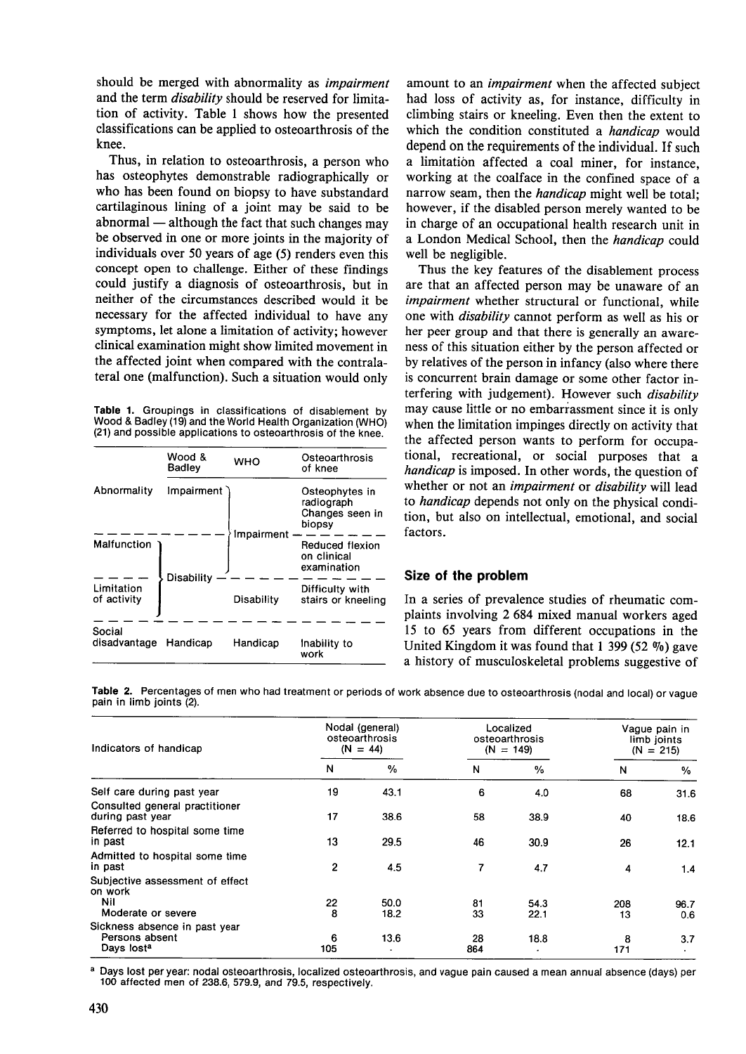should be merged with abnormality as *impairment* and the term *disability* should be reserved for limitation of activity. Table 1 shows how the presented classifications can be applied to osteoarthrosis of the knee.

Thus, in relation to osteoarthrosis, a person who has osteophytes demonstrable radiographically or who has been found on biopsy to have substandard cartilaginous lining of a joint may be said to be abnormal — although the fact that such changes may be observed in one or more joints in the majority of individuals over 50 years of age (5) renders even this concept open to challenge. Either of these findings could justify a diagnosis of osteoarthrosis, but in neither of the circumstances described would it be necessary for the affected individual to have any symptoms, let alone a limitation of activity; however clinical examination might show limited movement in the affected joint when compared with the contralateral one (malfunction). Such a situation would only amount to an *impairment* when the affected subject had loss of activity as, for instance, difficulty in climbing stairs or kneeling. Even then the extent to which the condition constituted a *handicap* would depend on the requirements of the individual. If such a limitation affected a coal miner, for instance, working at the coalface in the confined space of a narrow seam, then the *handicap* might well be total; however, if the disabled person merely wanted to be in charge of an occupational health research unit in a London Medical School, then the *handicap* could well be negligible.

**Table 1.** Groupings in classifications of disablement by Wood & Badley (19) and the World Health Organization (WHO) (21) and possible applications to osteoarthrosis of the knee.

| | Wood & Badley | WHO | Osteoarthrosis of knee |
|---|---|---|---|
| Abnormality | Impairment | Impairment | Osteophytes in radiograph<br>Changes seen in biopsy |
| Malfunction | Disability | Impairment | Reduced flexion on clinical examination |
| Limitation of activity | Disability | Disability | Difficulty with stairs or kneeling |
| Social disadvantage | Handicap | Handicap | Inability to work |

Thus the key features of the disablement process are that an affected person may be unaware of an *impairment* whether structural or functional, while one with *disability* cannot perform as well as his or her peer group and that there is generally an awareness of this situation either by the person affected or by relatives of the person in infancy (also where there is concurrent brain damage or some other factor interfering with judgement). However such *disability* may cause little or no embarrassment since it is only when the limitation impinges directly on activity that the affected person wants to perform for occupational, recreational, or social purposes that a *handicap* is imposed. In other words, the question of whether or not an *impairment* or *disability* will lead to *handicap* depends not only on the physical condition, but also on intellectual, emotional, and social factors.

## Size of the problem

In a series of prevalence studies of rheumatic complaints involving 2 684 mixed manual workers aged 15 to 65 years from different occupations in the United Kingdom it was found that 1 399 (52 %) gave a history of musculoskeletal problems suggestive of

**Table 2.** Percentages of men who had treatment or periods of work absence due to osteoarthrosis (nodal and local) or vague pain in limb joints (2).

| Indicators of handicap | Nodal (general) osteoarthrosis (N = 44) | | Localized osteoarthrosis (N = 149) | | Vague pain in limb joints (N = 215) | |
|---|---|---|---|---|---|---|
| | N | % | N | % | N | % |
| Self care during past year | 19 | 43.1 | 6 | 4.0 | 68 | 31.6 |
| Consulted general practitioner during past year | 17 | 38.6 | 58 | 38.9 | 40 | 18.6 |
| Referred to hospital some time in past | 13 | 29.5 | 46 | 30.9 | 26 | 12.1 |
| Admitted to hospital some time in past | 2 | 4.5 | 7 | 4.7 | 4 | 1.4 |
| Subjective assessment of effect on work | | | | | | |
| Nil | 22 | 50.0 | 81 | 54.3 | 208 | 96.7 |
| Moderate or severe | 8 | 18.2 | 33 | 22.1 | 13 | 0.6 |
| Sickness absence in past year | | | | | | |
| Persons absent | 6 | 13.6 | 28 | 18.8 | 8 | 3.7 |
| Days lost[a] | 105 | · | 864 | · | 171 | · |

[a] Days lost per year: nodal osteoarthrosis, localized osteoarthrosis, and vague pain caused a mean annual absence (days) per 100 affected men of 238.6, 579.9, and 79.5, respectively.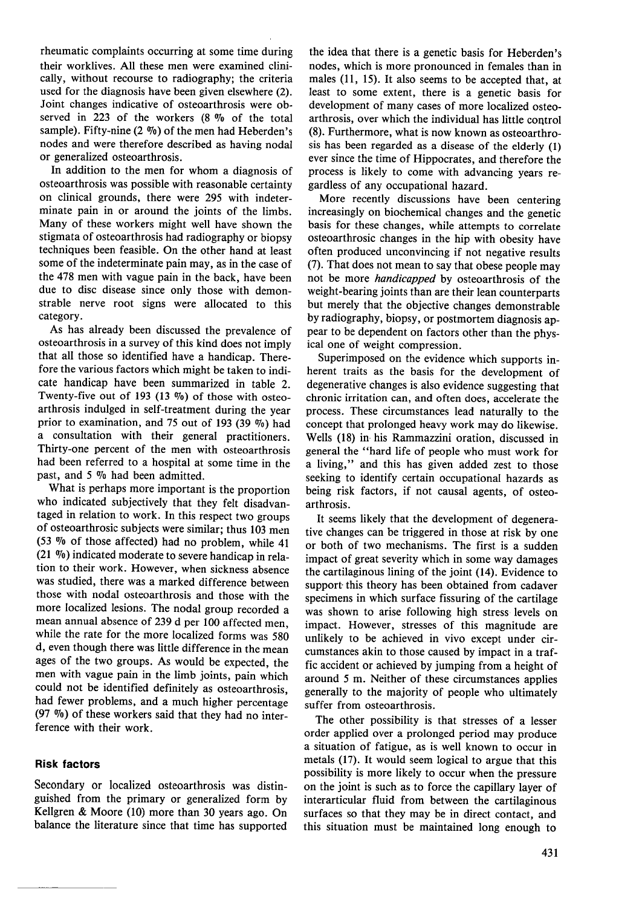rheumatic complaints occurring at some time during their worklives. All these men were examined clinically, without recourse to radiography; the criteria used for the diagnosis have been given elsewhere (2). Joint changes indicative of osteoarthrosis were observed in 223 of the workers (8 % of the total sample). Fifty-nine (2 %) of the men had Heberden's nodes and were therefore described as having nodal or generalized osteoarthrosis.

In addition to the men for whom a diagnosis of osteoarthrosis was possible with reasonable certainty on clinical grounds, there were 295 with indeterminate pain in or around the joints of the limbs. Many of these workers might well have shown the stigmata of osteoarthrosis had radiography or biopsy techniques been feasible. On the other hand at least some of the indeterminate pain may, as in the case of the 478 men with vague pain in the back, have been due to disc disease since only those with demonstrable nerve root signs were allocated to this category.

As has already been discussed the prevalence of osteoarthrosis in a survey of this kind does not imply that all those so identified have a handicap. Therefore the various factors which might be taken to indicate handicap have been summarized in table 2. Twenty-five out of 193 (13 %) of those with osteoarthrosis indulged in self-treatment during the year prior to examination, and 75 out of 193 (39 %) had a consultation with their general practitioners. Thirty-one percent of the men with osteoarthrosis had been referred to a hospital at some time in the past, and 5 % had been admitted.

What is perhaps more important is the proportion who indicated subjectively that they felt disadvantaged in relation to work. In this respect two groups of osteoarthrosic subjects were similar; thus 103 men (53 % of those affected) had no problem, while 41 (21 %) indicated moderate to severe handicap in relation to their work. However, when sickness absence was studied, there was a marked difference between those with nodal osteoarthrosis and those with the more localized lesions. The nodal group recorded a mean annual absence of 239 d per 100 affected men, while the rate for the more localized forms was 580 d, even though there was little difference in the mean ages of the two groups. As would be expected, the men with vague pain in the limb joints, pain which could not be identified definitely as osteoarthrosis, had fewer problems, and a much higher percentage (97 %) of these workers said that they had no interference with their work.

## Risk factors

Secondary or localized osteoarthrosis was distinguished from the primary or generalized form by Kellgren & Moore (10) more than 30 years ago. On balance the literature since that time has supported the idea that there is a genetic basis for Heberden's nodes, which is more pronounced in females than in males (11, 15). It also seems to be accepted that, at least to some extent, there is a genetic basis for development of many cases of more localized osteoarthrosis, over which the individual has little control (8). Furthermore, what is now known as osteoarthrosis has been regarded as a disease of the elderly (1) ever since the time of Hippocrates, and therefore the process is likely to come with advancing years regardless of any occupational hazard.

More recently discussions have been centering increasingly on biochemical changes and the genetic basis for these changes, while attempts to correlate osteoarthrosic changes in the hip with obesity have often produced unconvincing if not negative results (7). That does not mean to say that obese people may not be more *handicapped* by osteoarthrosis of the weight-bearing joints than are their lean counterparts but merely that the objective changes demonstrable by radiography, biopsy, or postmortem diagnosis appear to be dependent on factors other than the physical one of weight compression.

Superimposed on the evidence which supports inherent traits as the basis for the development of degenerative changes is also evidence suggesting that chronic irritation can, and often does, accelerate the process. These circumstances lead naturally to the concept that prolonged heavy work may do likewise. Wells (18) in his Rammazzini oration, discussed in general the "hard life of people who must work for a living," and this has given added zest to those seeking to identify certain occupational hazards as being risk factors, if not causal agents, of osteoarthrosis.

It seems likely that the development of degenerative changes can be triggered in those at risk by one or both of two mechanisms. The first is a sudden impact of great severity which in some way damages the cartilaginous lining of the joint (14). Evidence to support this theory has been obtained from cadaver specimens in which surface fissuring of the cartilage was shown to arise following high stress levels on impact. However, stresses of this magnitude are unlikely to be achieved in vivo except under circumstances akin to those caused by impact in a traffic accident or achieved by jumping from a height of around 5 m. Neither of these circumstances applies generally to the majority of people who ultimately suffer from osteoarthrosis.

The other possibility is that stresses of a lesser order applied over a prolonged period may produce a situation of fatigue, as is well known to occur in metals (17). It would seem logical to argue that this possibility is more likely to occur when the pressure on the joint is such as to force the capillary layer of interarticular fluid from between the cartilaginous surfaces so that they may be in direct contact, and this situation must be maintained long enough to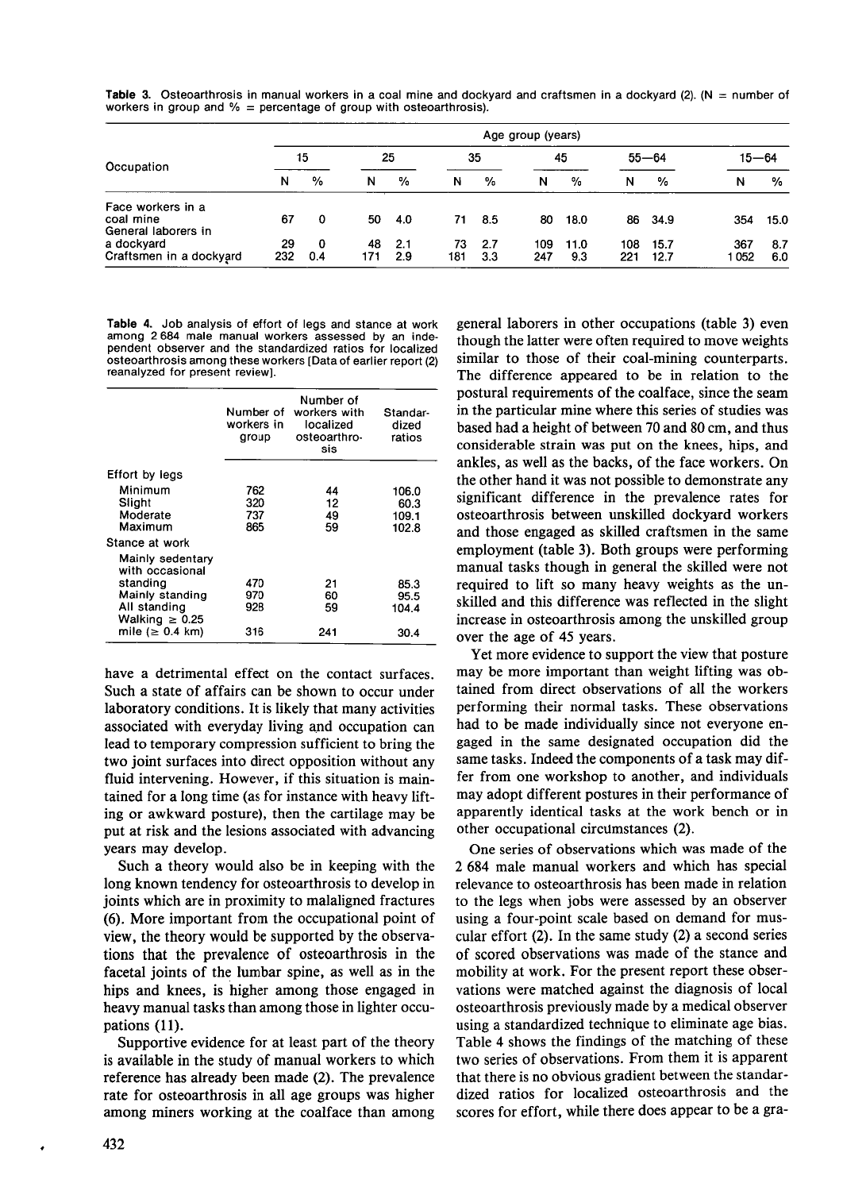**Table 3.** Osteoarthrosis in manual workers in a coal mine and dockyard and craftsmen in a dockyard (2). (N = number of workers in group and % = percentage of group with osteoarthrosis).

| Occupation | Age group (years) | | | | | | | | | | | |
|---|---|---|---|---|---|---|---|---|---|---|---|---|
| | 15 | | 25 | | 35 | | 45 | | 55—64 | | 15—64 | |
| | N | % | N | % | N | % | N | % | N | % | N | % |
| Face workers in a coal mine | 67 | 0 | 50 | 4.0 | 71 | 8.5 | 80 | 18.0 | 86 | 34.9 | 354 | 15.0 |
| General laborers in a dockyard | 29 | 0 | 48 | 2.1 | 73 | 2.7 | 109 | 11.0 | 108 | 15.7 | 367 | 8.7 |
| Craftsmen in a dockyard | 232 | 0.4 | 171 | 2.9 | 181 | 3.3 | 247 | 9.3 | 221 | 12.7 | 1 052 | 6.0 |

**Table 4.** Job analysis of effort of legs and stance at work among 2 684 male manual workers assessed by an independent observer and the standardized ratios for localized osteoarthrosis among these workers [Data of earlier report (2) reanalyzed for present review].

| | Number of workers in group | Number of workers with localized osteoarthrosis | Standardized ratios |
|---|---|---|---|
| Effort by legs | | | |
| Minimum | 762 | 44 | 106.0 |
| Slight | 320 | 12 | 60.3 |
| Moderate | 737 | 49 | 109.1 |
| Maximum | 865 | 59 | 102.8 |
| Stance at work | | | |
| Mainly sedentary with occasional standing | 470 | 21 | 85.3 |
| Mainly standing | 970 | 60 | 95.5 |
| All standing | 928 | 59 | 104.4 |
| Walking ≥ 0.25 mile (≥ 0.4 km) | 316 | 241 | 30.4 |

have a detrimental effect on the contact surfaces. Such a state of affairs can be shown to occur under laboratory conditions. It is likely that many activities associated with everyday living and occupation can lead to temporary compression sufficient to bring the two joint surfaces into direct opposition without any fluid intervening. However, if this situation is maintained for a long time (as for instance with heavy lifting or awkward posture), then the cartilage may be put at risk and the lesions associated with advancing years may develop.

Such a theory would also be in keeping with the long known tendency for osteoarthrosis to develop in joints which are in proximity to malaligned fractures (6). More important from the occupational point of view, the theory would be supported by the observations that the prevalence of osteoarthrosis in the facetal joints of the lumbar spine, as well as in the hips and knees, is higher among those engaged in heavy manual tasks than among those in lighter occupations (11).

Supportive evidence for at least part of the theory is available in the study of manual workers to which reference has already been made (2). The prevalence rate for osteoarthrosis in all age groups was higher among miners working at the coalface than among general laborers in other occupations (table 3) even though the latter were often required to move weights similar to those of their coal-mining counterparts. The difference appeared to be in relation to the postural requirements of the coalface, since the seam in the particular mine where this series of studies was based had a height of between 70 and 80 cm, and thus considerable strain was put on the knees, hips, and ankles, as well as the backs, of the face workers. On the other hand it was not possible to demonstrate any significant difference in the prevalence rates for osteoarthrosis between unskilled dockyard workers and those engaged as skilled craftsmen in the same employment (table 3). Both groups were performing manual tasks though in general the skilled were not required to lift so many heavy weights as the unskilled and this difference was reflected in the slight increase in osteoarthrosis among the unskilled group over the age of 45 years.

Yet more evidence to support the view that posture may be more important than weight lifting was obtained from direct observations of all the workers performing their normal tasks. These observations had to be made individually since not everyone engaged in the same designated occupation did the same tasks. Indeed the components of a task may differ from one workshop to another, and individuals may adopt different postures in their performance of apparently identical tasks at the work bench or in other occupational circumstances (2).

One series of observations which was made of the 2 684 male manual workers and which has special relevance to osteoarthrosis has been made in relation to the legs when jobs were assessed by an observer using a four-point scale based on demand for muscular effort (2). In the same study (2) a second series of scored observations was made of the stance and mobility at work. For the present report these observations were matched against the diagnosis of local osteoarthrosis previously made by a medical observer using a standardized technique to eliminate age bias. Table 4 shows the findings of the matching of these two series of observations. From them it is apparent that there is no obvious gradient between the standardized ratios for localized osteoarthrosis and the scores for effort, while there does appear to be a gra-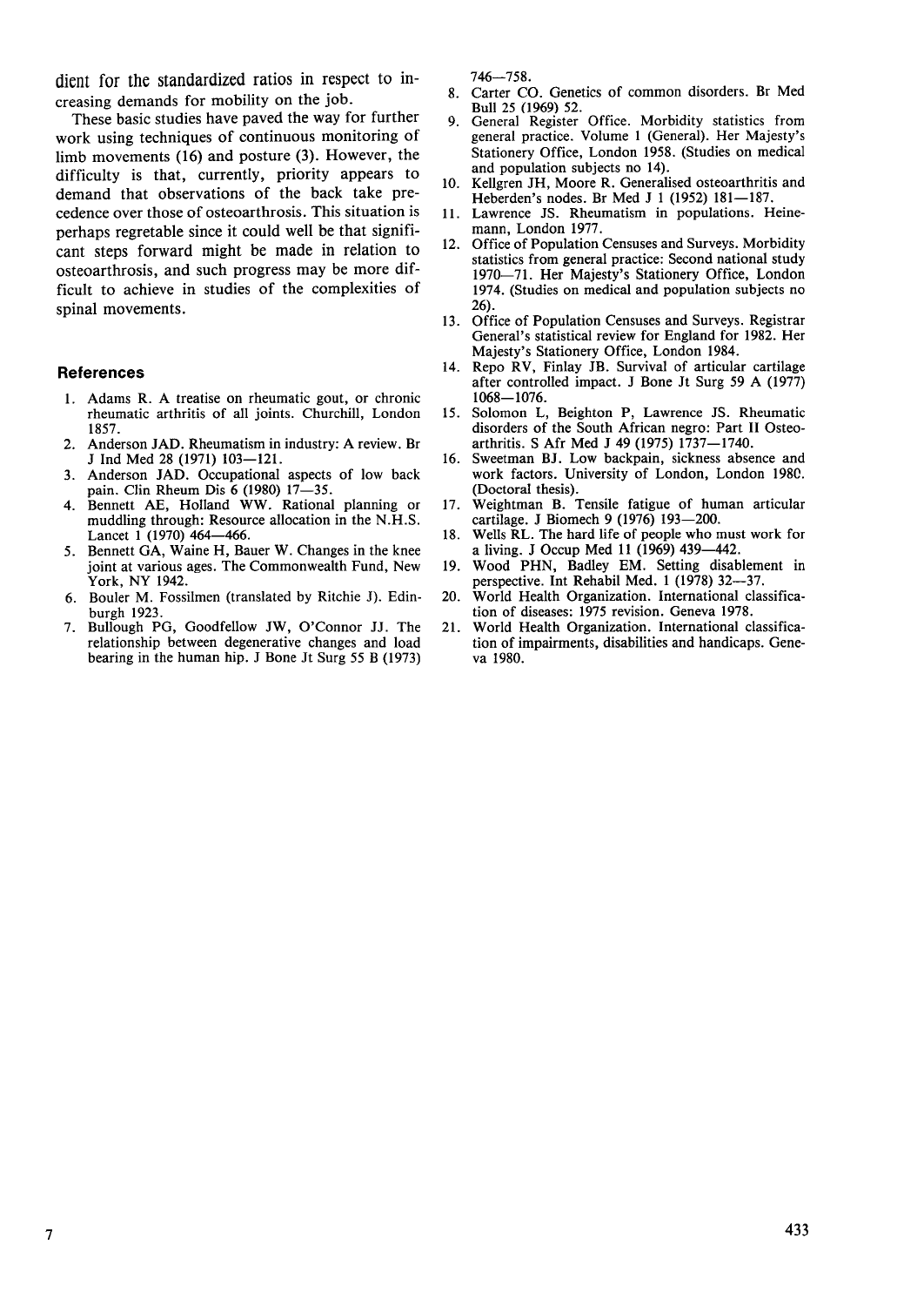dient for the standardized ratios in respect to increasing demands for mobility on the job.

These basic studies have paved the way for further work using techniques of continuous monitoring of limb movements (16) and posture (3). However, the difficulty is that, currently, priority appears to demand that observations of the back take precedence over those of osteoarthrosis. This situation is perhaps regretable since it could well be that significant steps forward might be made in relation to osteoarthrosis, and such progress may be more difficult to achieve in studies of the complexities of spinal movements.

## References

1. Adams R. A treatise on rheumatic gout, or chronic rheumatic arthritis of all joints. Churchill, London 1857.
2. Anderson JAD. Rheumatism in industry: A review. Br J Ind Med 28 (1971) 103—121.
3. Anderson JAD. Occupational aspects of low back pain. Clin Rheum Dis 6 (1980) 17—35.
4. Bennett AE, Holland WW. Rational planning or muddling through: Resource allocation in the N.H.S. Lancet 1 (1970) 464—466.
5. Bennett GA, Waine H, Bauer W. Changes in the knee joint at various ages. The Commonwealth Fund, New York, NY 1942.
6. Bouler M. Fossilmen (translated by Ritchie J). Edinburgh 1923.
7. Bullough PG, Goodfellow JW, O'Connor JJ. The relationship between degenerative changes and load bearing in the human hip. J Bone Jt Surg 55 B (1973) 746—758.
8. Carter CO. Genetics of common disorders. Br Med Bull 25 (1969) 52.
9. General Register Office. Morbidity statistics from general practice. Volume 1 (General). Her Majesty's Stationery Office, London 1958. (Studies on medical and population subjects no 14).
10. Kellgren JH, Moore R. Generalised osteoarthritis and Heberden's nodes. Br Med J 1 (1952) 181—187.
11. Lawrence JS. Rheumatism in populations. Heinemann, London 1977.
12. Office of Population Censuses and Surveys. Morbidity statistics from general practice: Second national study 1970—71. Her Majesty's Stationery Office, London 1974. (Studies on medical and population subjects no 26).
13. Office of Population Censuses and Surveys. Registrar General's statistical review for England for 1982. Her Majesty's Stationery Office, London 1984.
14. Repo RV, Finlay JB. Survival of articular cartilage after controlled impact. J Bone Jt Surg 59 A (1977) 1068—1076.
15. Solomon L, Beighton P, Lawrence JS. Rheumatic disorders of the South African negro: Part II Osteoarthritis. S Afr Med J 49 (1975) 1737—1740.
16. Sweetman BJ. Low backpain, sickness absence and work factors. University of London, London 1980. (Doctoral thesis).
17. Weightman B. Tensile fatigue of human articular cartilage. J Biomech 9 (1976) 193—200.
18. Wells RL. The hard life of people who must work for a living. J Occup Med 11 (1969) 439—442.
19. Wood PHN, Badley EM. Setting disablement in perspective. Int Rehabil Med. 1 (1978) 32—37.
20. World Health Organization. International classification of diseases: 1975 revision. Geneva 1978.
21. World Health Organization. International classification of impairments, disabilities and handicaps. Geneva 1980.